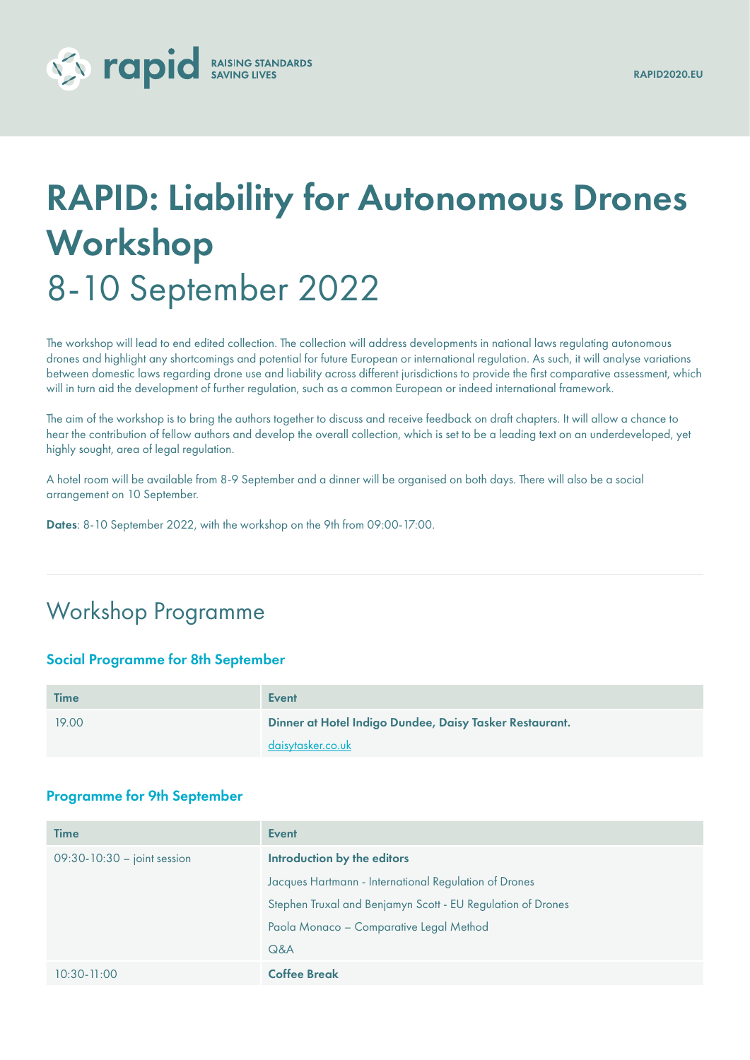# RAPID: Liability for Autonomous Drones Workshop

## 8-10 September 2022

The workshop will lead to end edited collection. The collection will address developments in national laws regulating autonomous drones and highlight any shortcomings and potential for future European or international regulation. As such, it will analyse variations between domestic laws regarding drone use and liability across different jurisdictions to provide the first comparative assessment, which will in turn aid the development of further regulation, such as a common European or indeed international framework.

The aim of the workshop is to bring the authors together to discuss and receive feedback on draft chapters. It will allow a chance to hear the contribution of fellow authors and develop the overall collection, which is set to be a leading text on an underdeveloped, yet highly sought, area of legal regulation.

A hotel room will be available from 8-9 September and a dinner will be organised on both days. There will also be a social arrangement on 10 September.

**Dates**: 8-10 September 2022, with the workshop on the 9th from 09:00-17:00.

---

## Workshop Programme

### Social Programme for 8th September

| Time | Event |
|---|---|
| 19.00 | **Dinner at Hotel Indigo Dundee, Daisy Tasker Restaurant.**<br>daisytasker.co.uk |

### Programme for 9th September

| Time | Event |
|---|---|
| 09:30-10:30 – joint session | **Introduction by the editors**<br>Jacques Hartmann - International Regulation of Drones<br>Stephen Truxal and Benjamyn Scott - EU Regulation of Drones<br>Paola Monaco – Comparative Legal Method<br>Q&A |
| 10:30-11:00 | **Coffee Break** |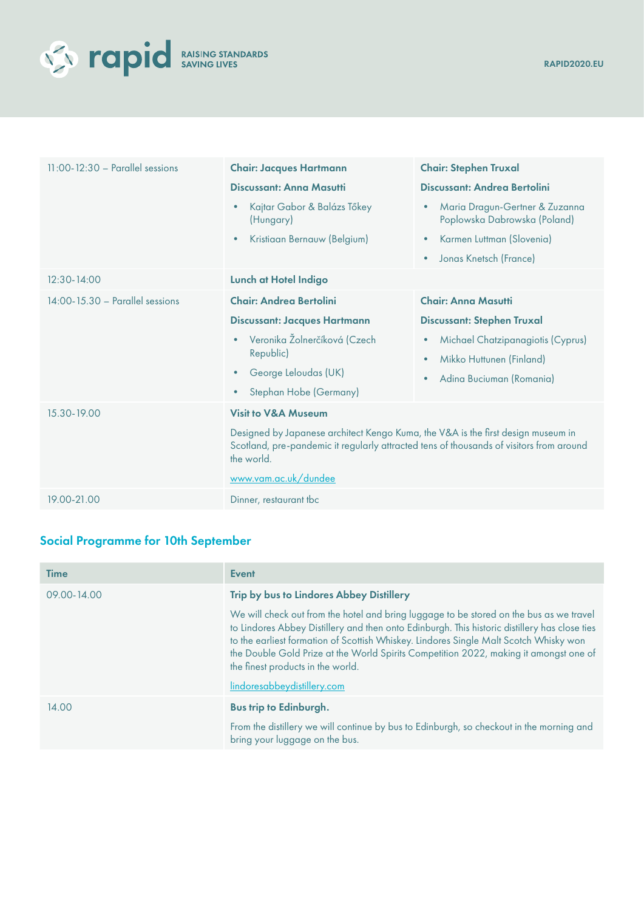| | | |
|---|---|---|
| 11:00-12:30 – Parallel sessions | **Chair: Jacques Hartmann**<br>**Discussant: Anna Masutti**<br>• Kajtar Gabor & Balázs Tőkey (Hungary)<br>• Kristiaan Bernauw (Belgium) | **Chair: Stephen Truxal**<br>**Discussant: Andrea Bertolini**<br>• Maria Dragun-Gertner & Zuzanna Poplowska Dabrowska (Poland)<br>• Karmen Luttman (Slovenia)<br>• Jonas Knetsch (France) |
| 12:30-14:00 | **Lunch at Hotel Indigo** | |
| 14:00-15.30 – Parallel sessions | **Chair: Andrea Bertolini**<br>**Discussant: Jacques Hartmann**<br>• Veronika Žolnerčíková (Czech Republic)<br>• George Leloudas (UK)<br>• Stephan Hobe (Germany) | **Chair: Anna Masutti**<br>**Discussant: Stephen Truxal**<br>• Michael Chatzipanagiotis (Cyprus)<br>• Mikko Huttunen (Finland)<br>• Adina Buciuman (Romania) |
| 15.30-19.00 | **Visit to V&A Museum**<br>Designed by Japanese architect Kengo Kuma, the V&A is the first design museum in Scotland, pre-pandemic it regularly attracted tens of thousands of visitors from around the world.<br>www.vam.ac.uk/dundee | |
| 19.00-21.00 | Dinner, restaurant tbc | |

## Social Programme for 10th September

| Time | Event |
|---|---|
| 09.00-14.00 | **Trip by bus to Lindores Abbey Distillery**<br>We will check out from the hotel and bring luggage to be stored on the bus as we travel to Lindores Abbey Distillery and then onto Edinburgh. This historic distillery has close ties to the earliest formation of Scottish Whiskey. Lindores Single Malt Scotch Whisky won the Double Gold Prize at the World Spirits Competition 2022, making it amongst one of the finest products in the world.<br>lindoresabbeydistillery.com |
| 14.00 | **Bus trip to Edinburgh.**<br>From the distillery we will continue by bus to Edinburgh, so checkout in the morning and bring your luggage on the bus. |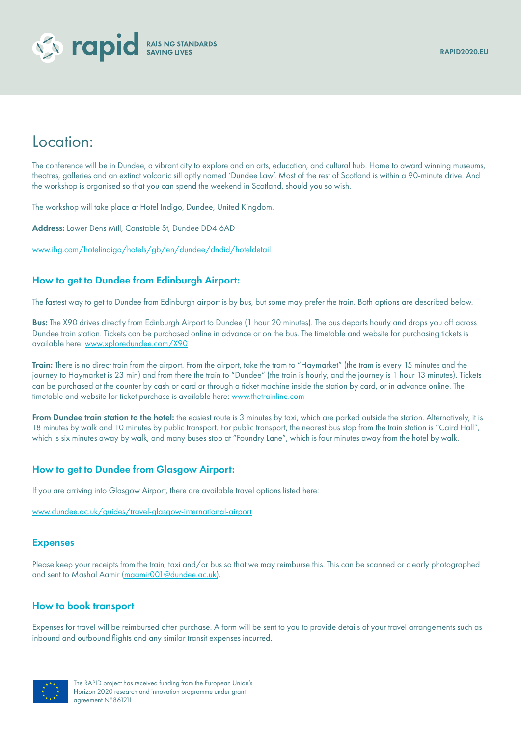# Location:

The conference will be in Dundee, a vibrant city to explore and an arts, education, and cultural hub. Home to award winning museums, theatres, galleries and an extinct volcanic sill aptly named 'Dundee Law'. Most of the rest of Scotland is within a 90-minute drive. And the workshop is organised so that you can spend the weekend in Scotland, should you so wish.

The workshop will take place at Hotel Indigo, Dundee, United Kingdom.

**Address:** Lower Dens Mill, Constable St, Dundee DD4 6AD

www.ihg.com/hotelindigo/hotels/gb/en/dundee/dndid/hoteldetail

## How to get to Dundee from Edinburgh Airport:

The fastest way to get to Dundee from Edinburgh airport is by bus, but some may prefer the train. Both options are described below.

**Bus:** The X90 drives directly from Edinburgh Airport to Dundee (1 hour 20 minutes). The bus departs hourly and drops you off across Dundee train station. Tickets can be purchased online in advance or on the bus. The timetable and website for purchasing tickets is available here: www.xploredundee.com/X90

**Train:** There is no direct train from the airport. From the airport, take the tram to "Haymarket" (the tram is every 15 minutes and the journey to Haymarket is 23 min) and from there the train to "Dundee" (the train is hourly, and the journey is 1 hour 13 minutes). Tickets can be purchased at the counter by cash or card or through a ticket machine inside the station by card, or in advance online. The timetable and website for ticket purchase is available here: www.thetrainline.com

**From Dundee train station to the hotel:** the easiest route is 3 minutes by taxi, which are parked outside the station. Alternatively, it is 18 minutes by walk and 10 minutes by public transport. For public transport, the nearest bus stop from the train station is "Caird Hall", which is six minutes away by walk, and many buses stop at "Foundry Lane", which is four minutes away from the hotel by walk.

## How to get to Dundee from Glasgow Airport:

If you are arriving into Glasgow Airport, there are available travel options listed here:

www.dundee.ac.uk/guides/travel-glasgow-international-airport

## Expenses

Please keep your receipts from the train, taxi and/or bus so that we may reimburse this. This can be scanned or clearly photographed and sent to Mashal Aamir (maamir001@dundee.ac.uk).

## How to book transport

Expenses for travel will be reimbursed after purchase. A form will be sent to you to provide details of your travel arrangements such as inbound and outbound flights and any similar transit expenses incurred.

The RAPID project has received funding from the European Union's Horizon 2020 research and innovation programme under grant agreement N°861211